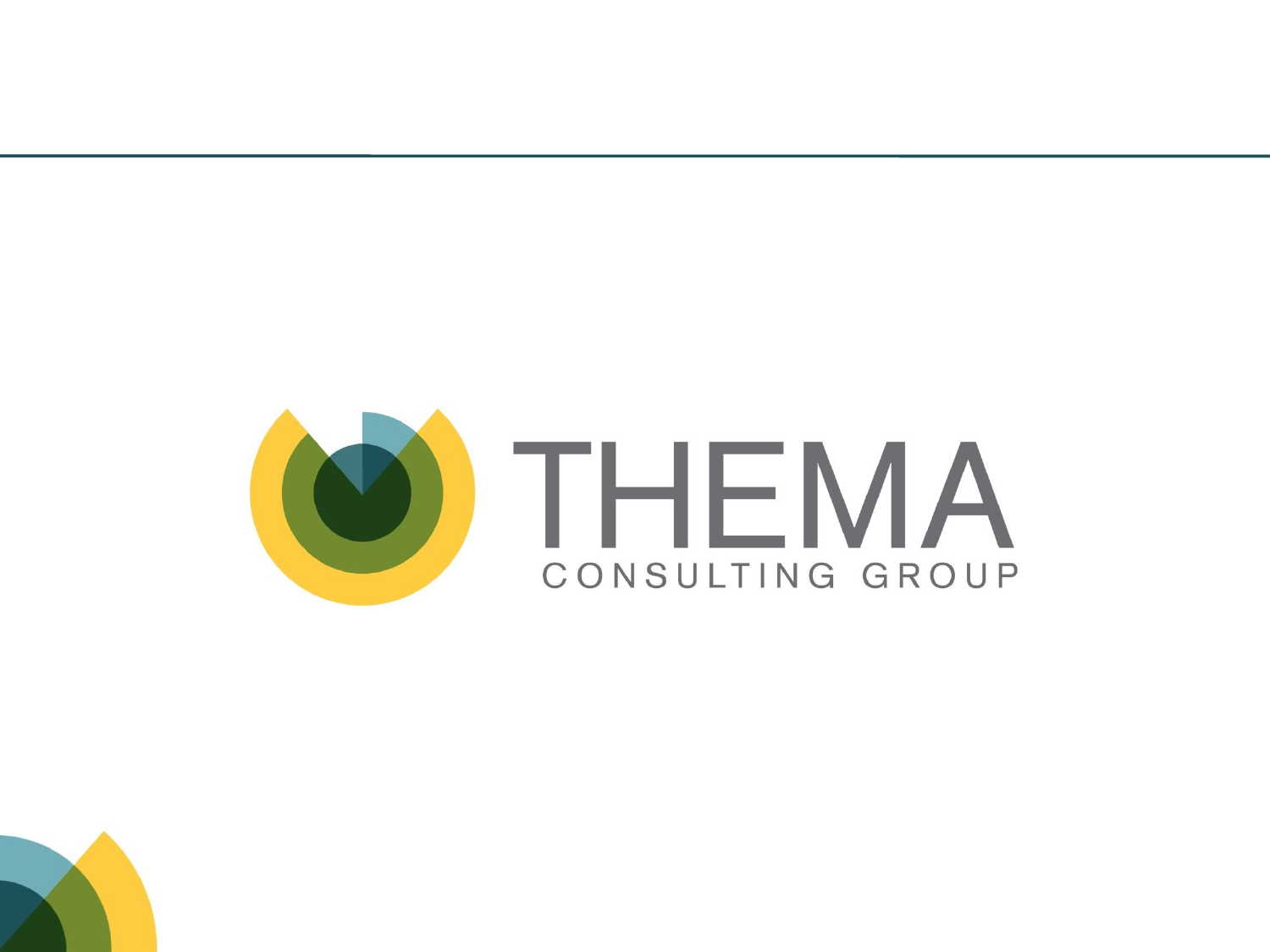THEMA

CONSULTING GROUP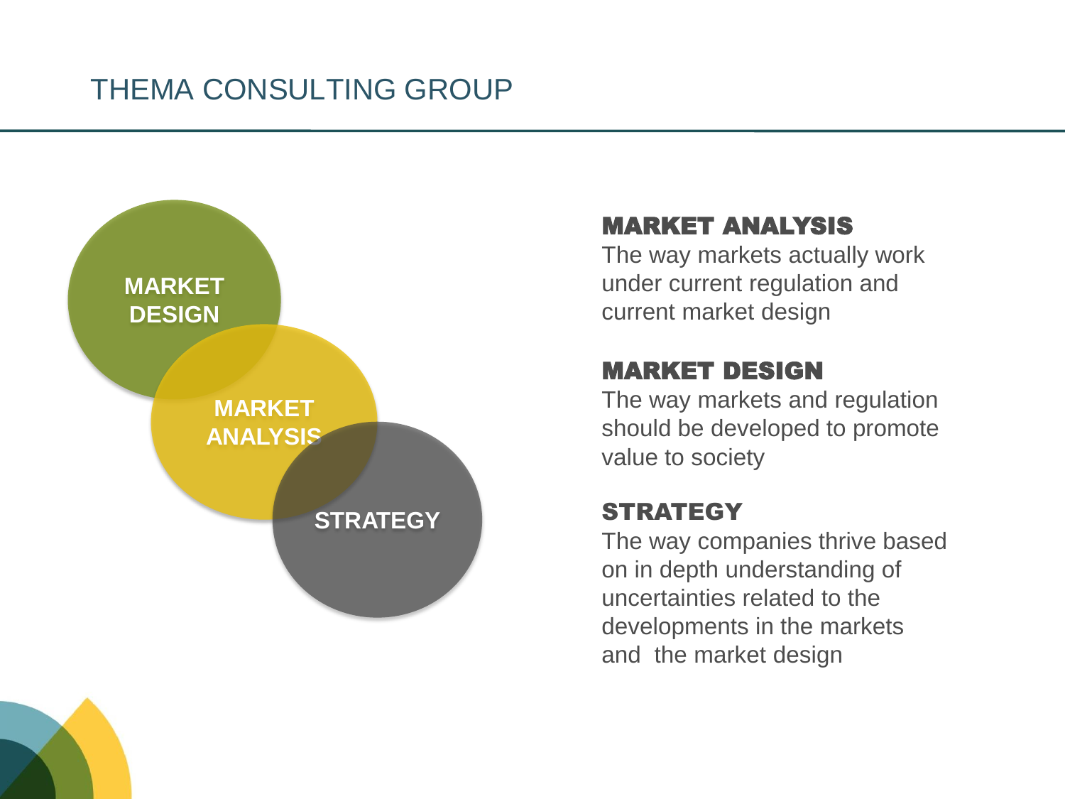# THEMA CONSULTING GROUP

MARKET DESIGN

MARKET ANALYSIS

STRATEGY

**MARKET ANALYSIS**
The way markets actually work under current regulation and current market design

**MARKET DESIGN**
The way markets and regulation should be developed to promote value to society

**STRATEGY**
The way companies thrive based on in depth understanding of uncertainties related to the developments in the markets and the market design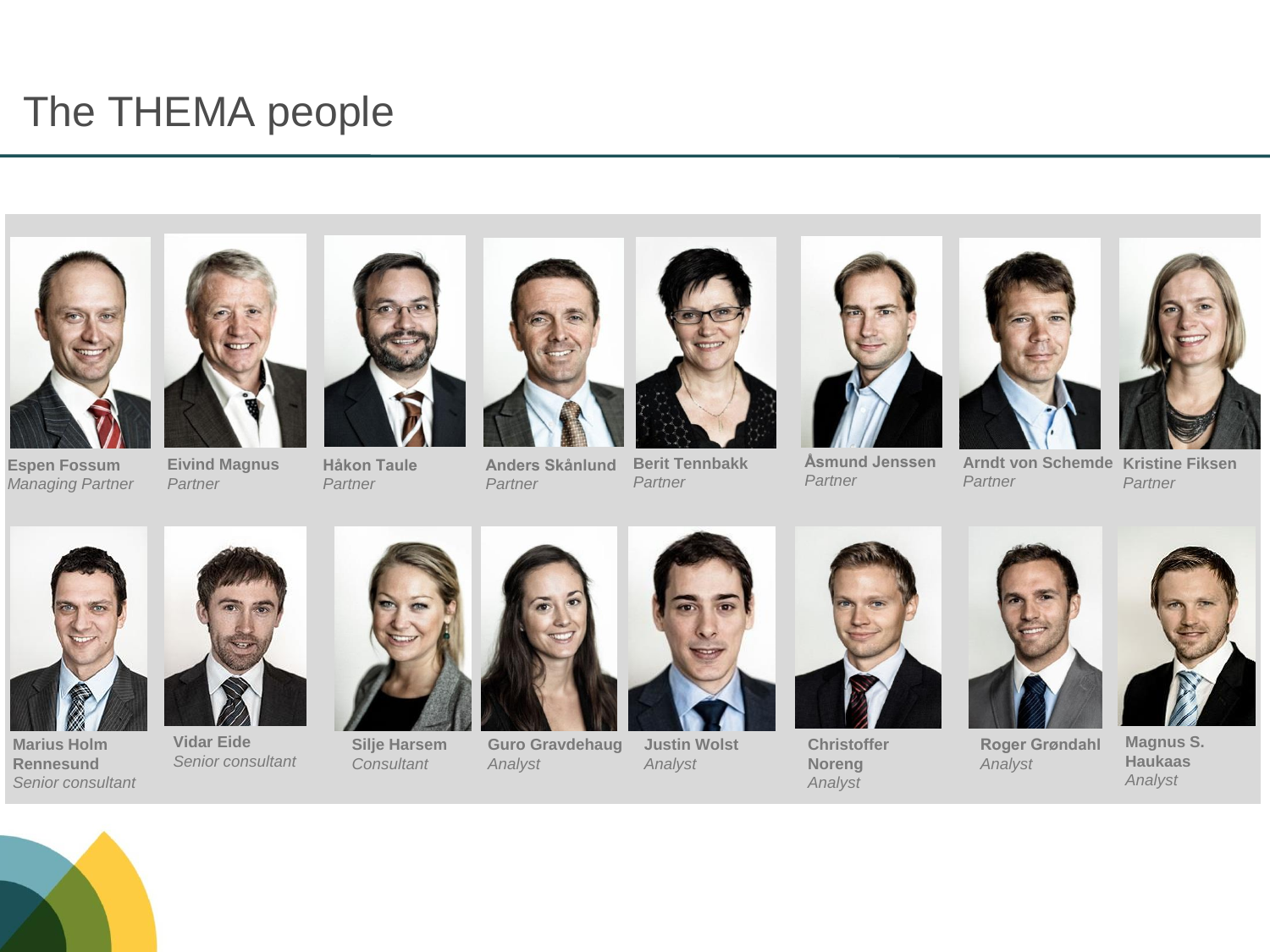# The THEMA people

**Espen Fossum**
*Managing Partner*

**Eivind Magnus**
*Partner*

**Håkon Taule**
*Partner*

**Anders Skånlund**
*Partner*

**Berit Tennbakk**
*Partner*

**Åsmund Jenssen**
*Partner*

**Arndt von Schemde**
*Partner*

**Kristine Fiksen**
*Partner*

**Marius Holm Rennesund**
*Senior consultant*

**Vidar Eide**
*Senior consultant*

**Silje Harsem**
*Consultant*

**Guro Gravdehaug**
*Analyst*

**Justin Wolst**
*Analyst*

**Christoffer Noreng**
*Analyst*

**Roger Grøndahl**
*Analyst*

**Magnus S. Haukaas**
*Analyst*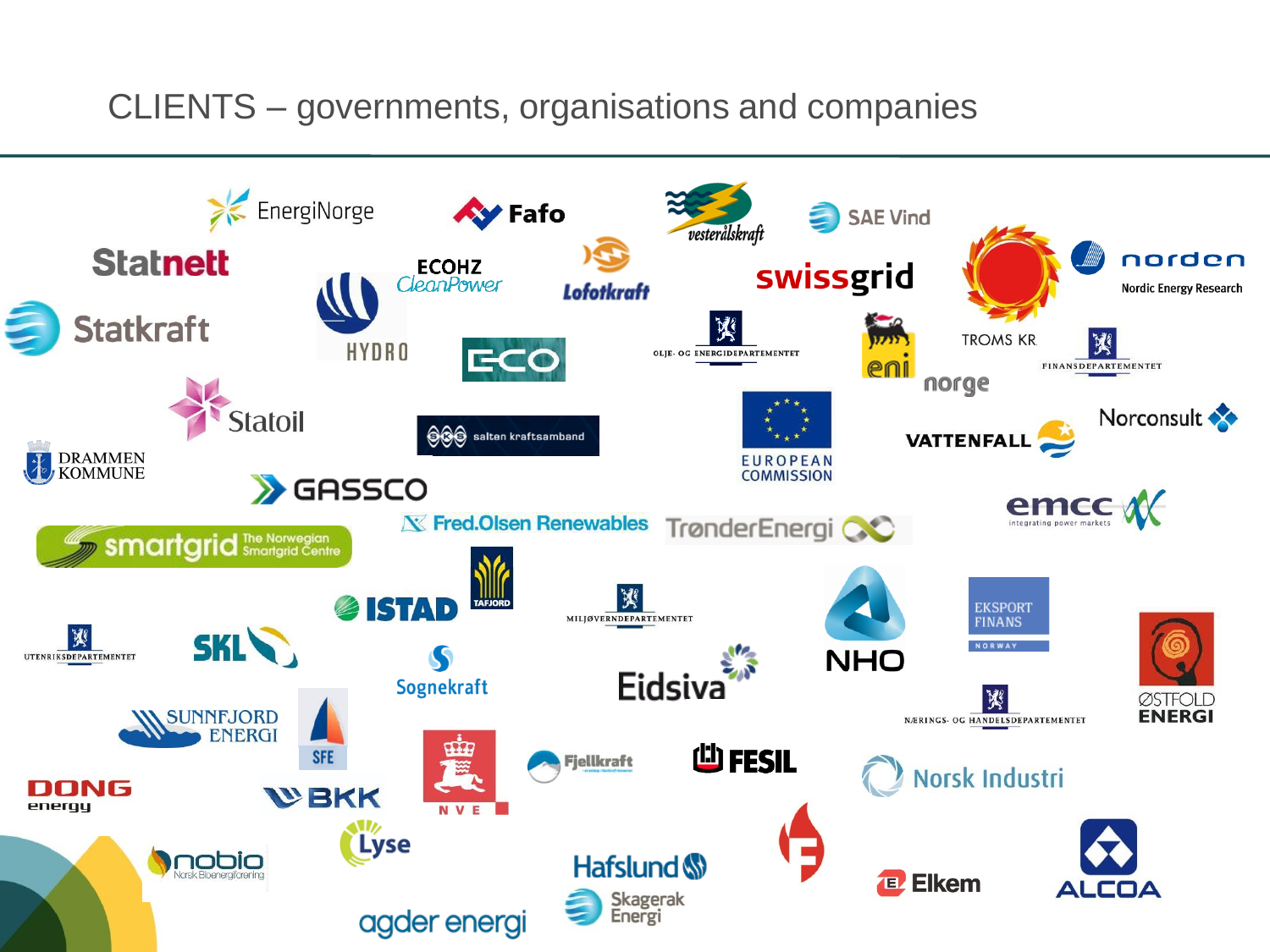# CLIENTS – governments, organisations and companies

EnergiNorge

Fafo

vesterålskraft

SAE Vind

Statnett

ECOHZ CleanPower

Lofotkraft

swissgrid

norden Nordic Energy Research

Statkraft

HYDRO

ECO

OLJE- OG ENERGIDEPARTEMENTET

eni norge

TROMS KR

FINANSDEPARTEMENTET

Statoil

salten kraftsamband

EUROPEAN COMMISSION

VATTENFALL

Norconsult

DRAMMEN KOMMUNE

GASSCO

emcc integrating power markets

smartgrid The Norwegian Smartgrid Centre

Fred.Olsen Renewables

TrønderEnergi

TAFJORD

ISTAD

MILJØVERNDEPARTEMENTET

NHO

EKSPORT FINANS NORWAY

UTENRIKSDEPARTEMENTET

SKL

Sognekraft

Eidsiva

ØSTFOLD ENERGI

NÆRINGS- OG HANDELSDEPARTEMENTET

SUNNFJORD ENERGI

SFE

NVE

Fjellkraft

FESIL

Norsk Industri

DONG energy

BKK

Lyse

nobio Norsk Bioenergiforening

Hafslund

Elkem

ALCOA

agder energi

Skagerak Energi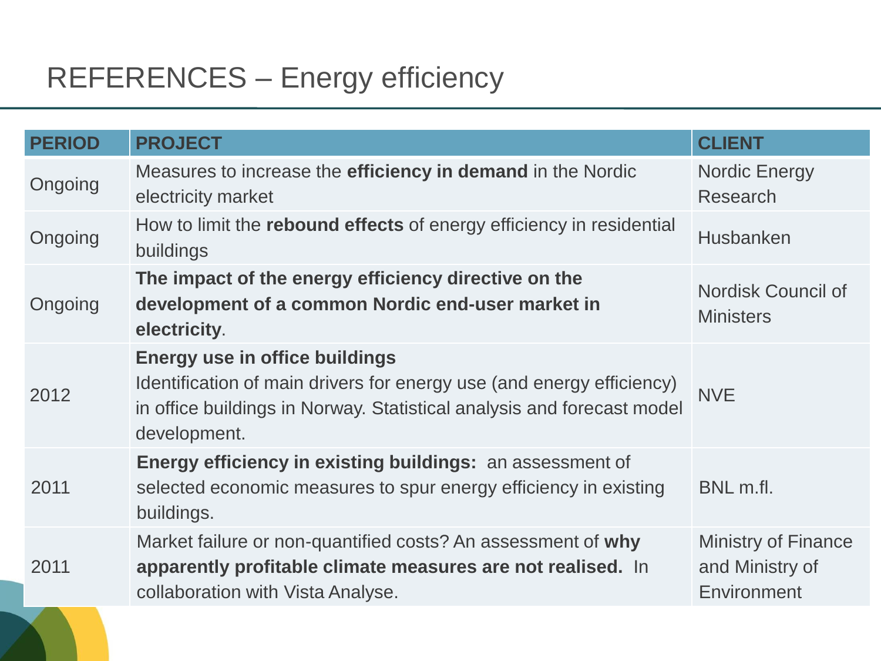# REFERENCES – Energy efficiency

| PERIOD | PROJECT | CLIENT |
| --- | --- | --- |
| Ongoing | Measures to increase the **efficiency in demand** in the Nordic electricity market | Nordic Energy Research |
| Ongoing | How to limit the **rebound effects** of energy efficiency in residential buildings | Husbanken |
| Ongoing | **The impact of the energy efficiency directive on the development of a common Nordic end-user market in electricity**. | Nordisk Council of Ministers |
| 2012 | **Energy use in office buildings** Identification of main drivers for energy use (and energy efficiency) in office buildings in Norway. Statistical analysis and forecast model development. | NVE |
| 2011 | **Energy efficiency in existing buildings:** an assessment of selected economic measures to spur energy efficiency in existing buildings. | BNL m.fl. |
| 2011 | Market failure or non-quantified costs? An assessment of **why apparently profitable climate measures are not realised.** In collaboration with Vista Analyse. | Ministry of Finance and Ministry of Environment |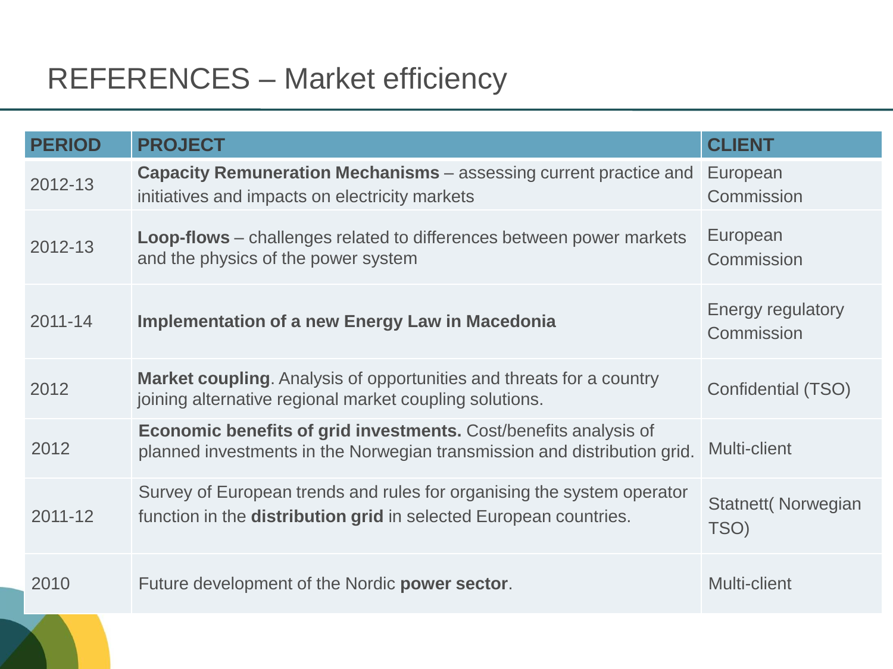# REFERENCES – Market efficiency

| PERIOD | PROJECT | CLIENT |
|---|---|---|
| 2012-13 | **Capacity Remuneration Mechanisms** – assessing current practice and initiatives and impacts on electricity markets | European Commission |
| 2012-13 | **Loop-flows** – challenges related to differences between power markets and the physics of the power system | European Commission |
| 2011-14 | **Implementation of a new Energy Law in Macedonia** | Energy regulatory Commission |
| 2012 | **Market coupling**. Analysis of opportunities and threats for a country joining alternative regional market coupling solutions. | Confidential (TSO) |
| 2012 | **Economic benefits of grid investments.** Cost/benefits analysis of planned investments in the Norwegian transmission and distribution grid. | Multi-client |
| 2011-12 | Survey of European trends and rules for organising the system operator function in the **distribution grid** in selected European countries. | Statnett( Norwegian TSO) |
| 2010 | Future development of the Nordic **power sector**. | Multi-client |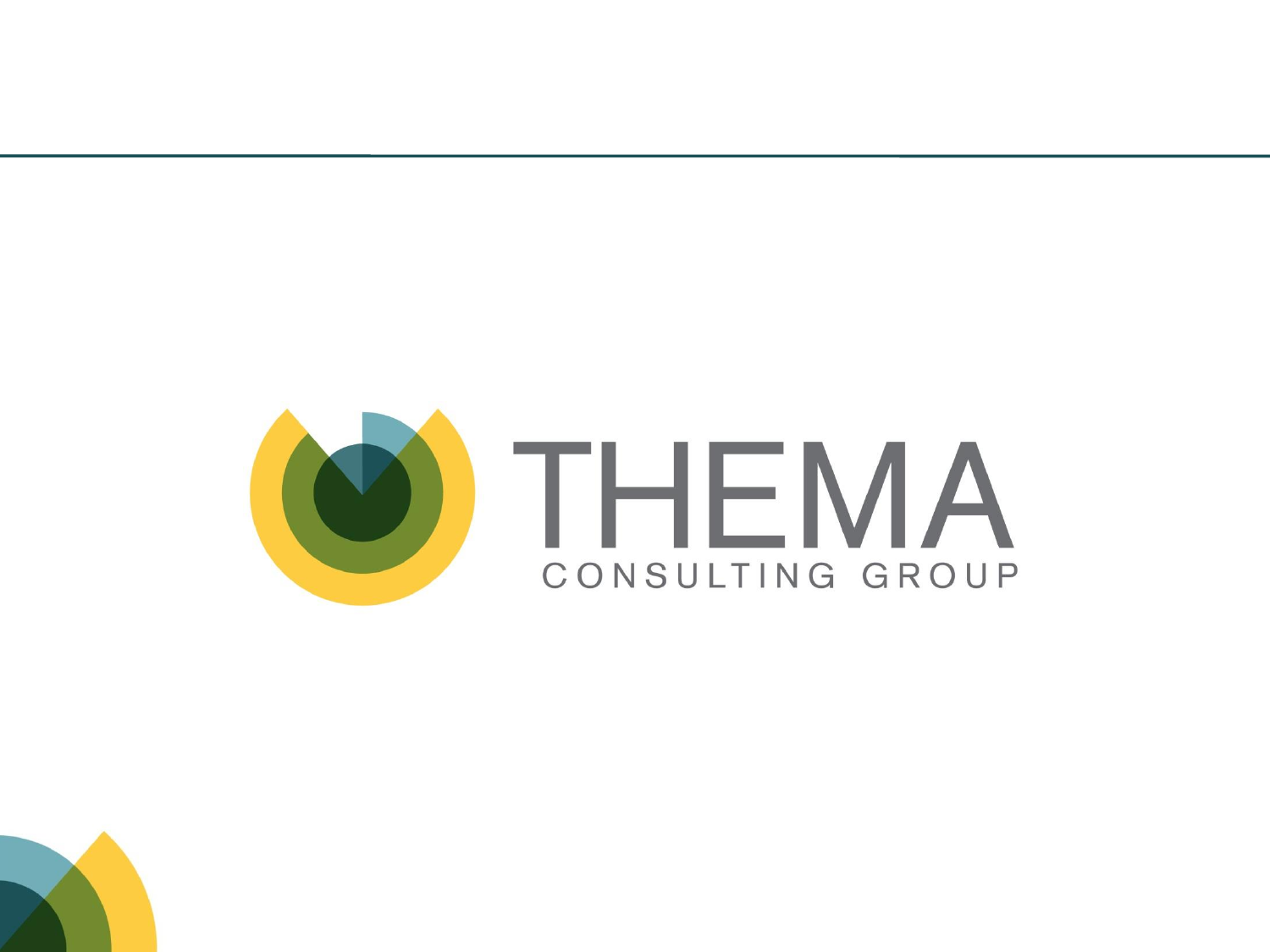THEMA

CONSULTING GROUP